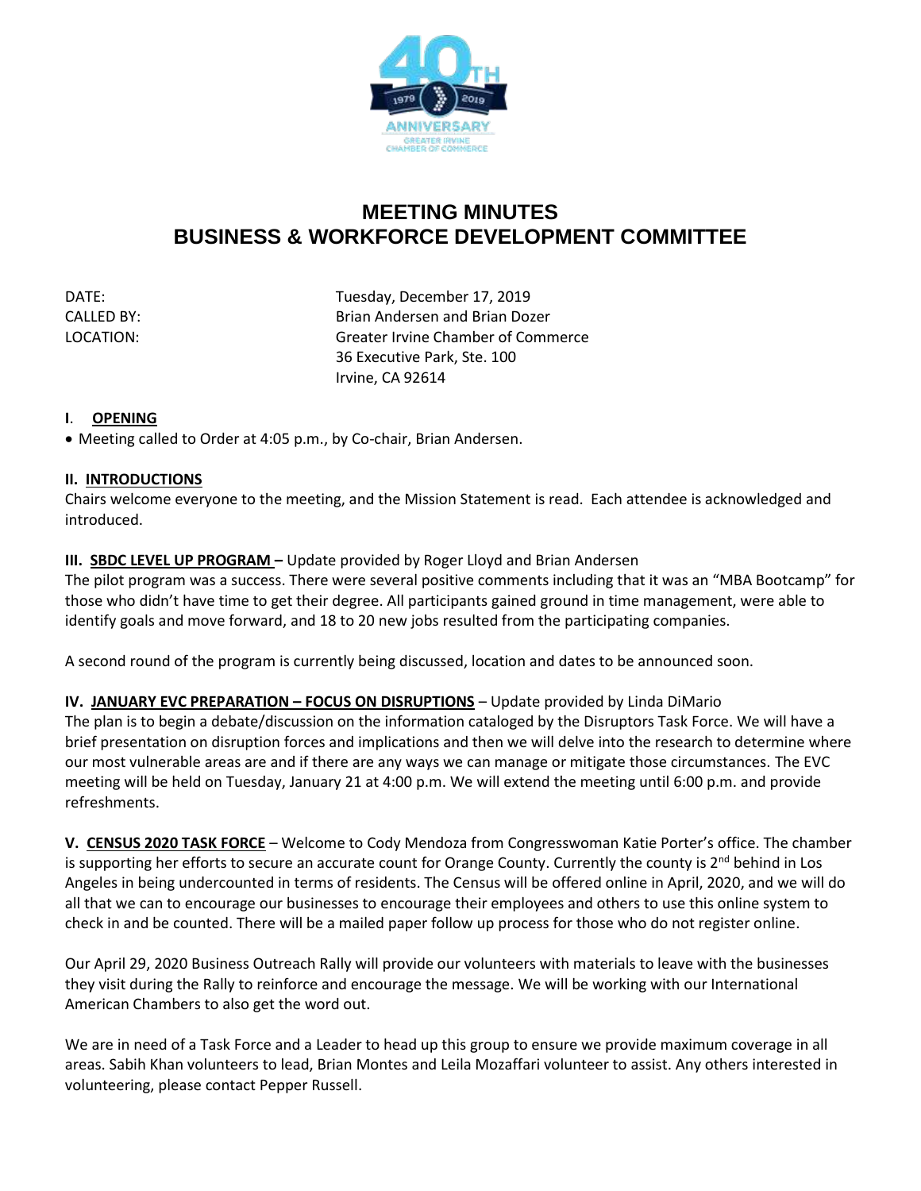# MEETING MINUTES
# BUSINESS & WORKFORCE DEVELOPMENT COMMITTEE

DATE: Tuesday, December 17, 2019
CALLED BY: Brian Andersen and Brian Dozer
LOCATION: Greater Irvine Chamber of Commerce
36 Executive Park, Ste. 100
Irvine, CA 92614

**I. OPENING**

- Meeting called to Order at 4:05 p.m., by Co-chair, Brian Andersen.

**II. INTRODUCTIONS**

Chairs welcome everyone to the meeting, and the Mission Statement is read. Each attendee is acknowledged and introduced.

**III. SBDC LEVEL UP PROGRAM –** Update provided by Roger Lloyd and Brian Andersen

The pilot program was a success. There were several positive comments including that it was an "MBA Bootcamp" for those who didn't have time to get their degree. All participants gained ground in time management, were able to identify goals and move forward, and 18 to 20 new jobs resulted from the participating companies.

A second round of the program is currently being discussed, location and dates to be announced soon.

**IV. JANUARY EVC PREPARATION – FOCUS ON DISRUPTIONS** – Update provided by Linda DiMario

The plan is to begin a debate/discussion on the information cataloged by the Disruptors Task Force. We will have a brief presentation on disruption forces and implications and then we will delve into the research to determine where our most vulnerable areas are and if there are any ways we can manage or mitigate those circumstances. The EVC meeting will be held on Tuesday, January 21 at 4:00 p.m. We will extend the meeting until 6:00 p.m. and provide refreshments.

**V. CENSUS 2020 TASK FORCE** – Welcome to Cody Mendoza from Congresswoman Katie Porter's office. The chamber is supporting her efforts to secure an accurate count for Orange County. Currently the county is 2nd behind in Los Angeles in being undercounted in terms of residents. The Census will be offered online in April, 2020, and we will do all that we can to encourage our businesses to encourage their employees and others to use this online system to check in and be counted. There will be a mailed paper follow up process for those who do not register online.

Our April 29, 2020 Business Outreach Rally will provide our volunteers with materials to leave with the businesses they visit during the Rally to reinforce and encourage the message. We will be working with our International American Chambers to also get the word out.

We are in need of a Task Force and a Leader to head up this group to ensure we provide maximum coverage in all areas. Sabih Khan volunteers to lead, Brian Montes and Leila Mozaffari volunteer to assist. Any others interested in volunteering, please contact Pepper Russell.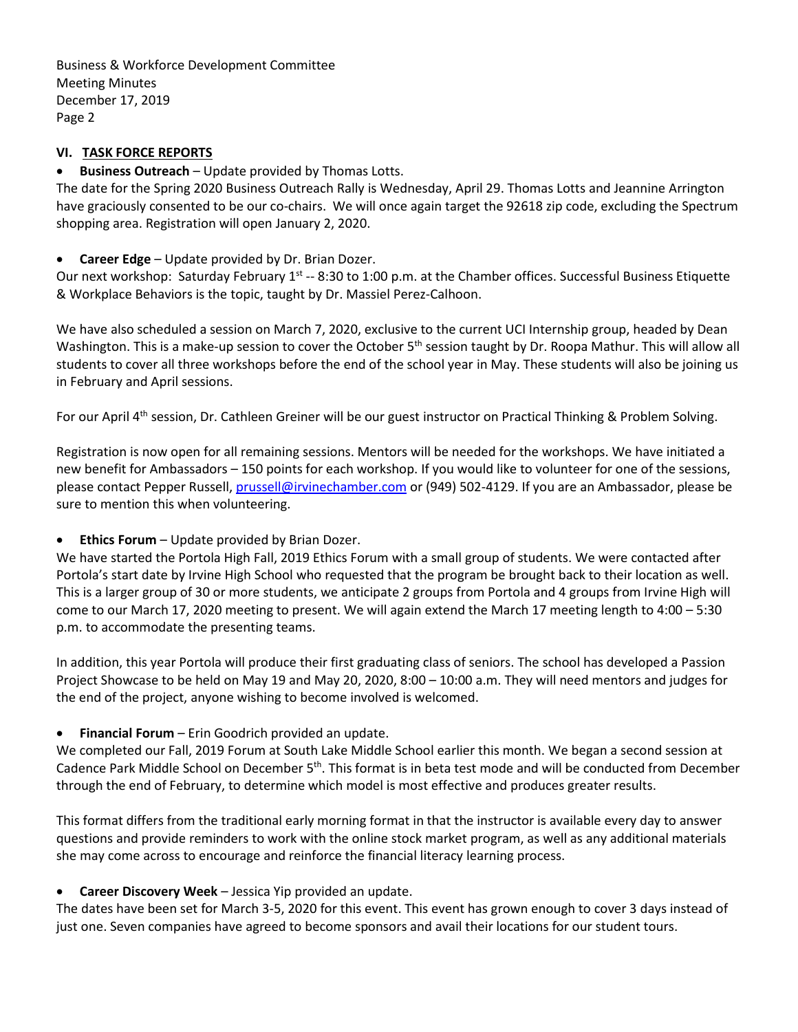## VI. TASK FORCE REPORTS

- **Business Outreach** – Update provided by Thomas Lotts.

The date for the Spring 2020 Business Outreach Rally is Wednesday, April 29. Thomas Lotts and Jeannine Arrington have graciously consented to be our co-chairs. We will once again target the 92618 zip code, excluding the Spectrum shopping area. Registration will open January 2, 2020.

- **Career Edge** – Update provided by Dr. Brian Dozer.

Our next workshop: Saturday February 1st -- 8:30 to 1:00 p.m. at the Chamber offices. Successful Business Etiquette & Workplace Behaviors is the topic, taught by Dr. Massiel Perez-Calhoon.

We have also scheduled a session on March 7, 2020, exclusive to the current UCI Internship group, headed by Dean Washington. This is a make-up session to cover the October 5th session taught by Dr. Roopa Mathur. This will allow all students to cover all three workshops before the end of the school year in May. These students will also be joining us in February and April sessions.

For our April 4th session, Dr. Cathleen Greiner will be our guest instructor on Practical Thinking & Problem Solving.

Registration is now open for all remaining sessions. Mentors will be needed for the workshops. We have initiated a new benefit for Ambassadors – 150 points for each workshop. If you would like to volunteer for one of the sessions, please contact Pepper Russell, prussell@irvinechamber.com or (949) 502-4129. If you are an Ambassador, please be sure to mention this when volunteering.

- **Ethics Forum** – Update provided by Brian Dozer.

We have started the Portola High Fall, 2019 Ethics Forum with a small group of students. We were contacted after Portola's start date by Irvine High School who requested that the program be brought back to their location as well. This is a larger group of 30 or more students, we anticipate 2 groups from Portola and 4 groups from Irvine High will come to our March 17, 2020 meeting to present. We will again extend the March 17 meeting length to 4:00 – 5:30 p.m. to accommodate the presenting teams.

In addition, this year Portola will produce their first graduating class of seniors. The school has developed a Passion Project Showcase to be held on May 19 and May 20, 2020, 8:00 – 10:00 a.m. They will need mentors and judges for the end of the project, anyone wishing to become involved is welcomed.

- **Financial Forum** – Erin Goodrich provided an update.

We completed our Fall, 2019 Forum at South Lake Middle School earlier this month. We began a second session at Cadence Park Middle School on December 5th. This format is in beta test mode and will be conducted from December through the end of February, to determine which model is most effective and produces greater results.

This format differs from the traditional early morning format in that the instructor is available every day to answer questions and provide reminders to work with the online stock market program, as well as any additional materials she may come across to encourage and reinforce the financial literacy learning process.

- **Career Discovery Week** – Jessica Yip provided an update.

The dates have been set for March 3-5, 2020 for this event. This event has grown enough to cover 3 days instead of just one. Seven companies have agreed to become sponsors and avail their locations for our student tours.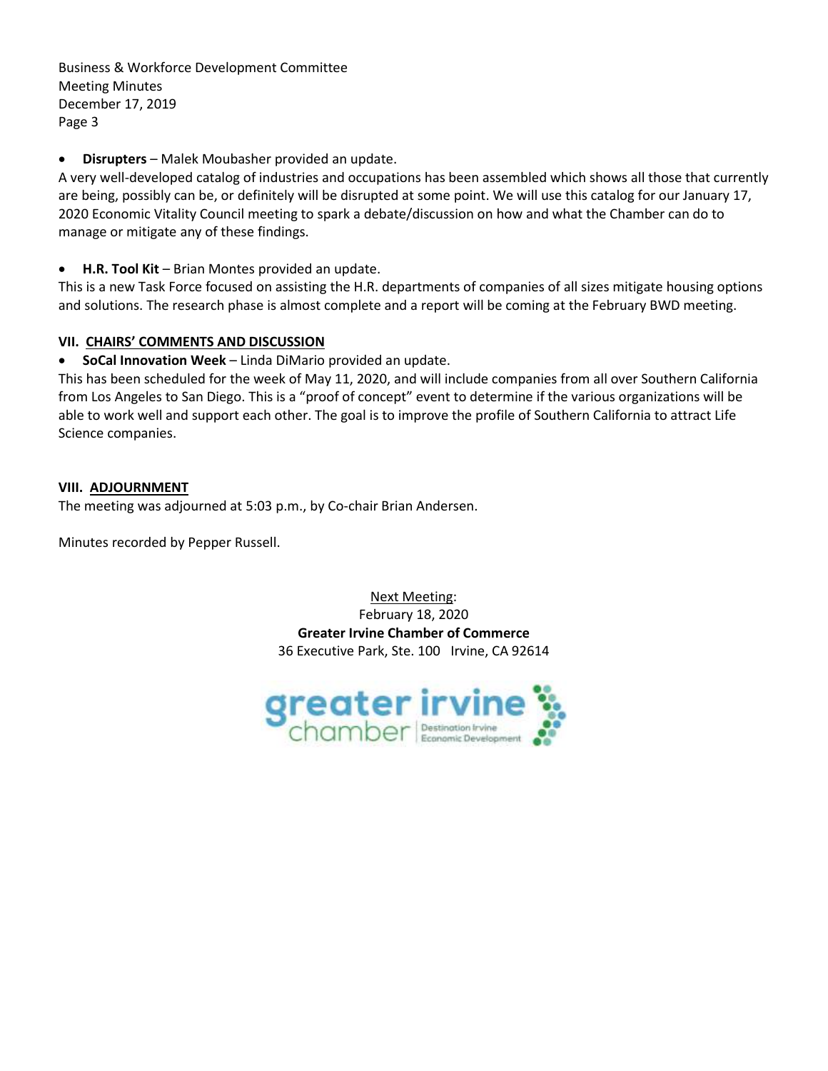- **Disrupters** – Malek Moubasher provided an update.

A very well-developed catalog of industries and occupations has been assembled which shows all those that currently are being, possibly can be, or definitely will be disrupted at some point. We will use this catalog for our January 17, 2020 Economic Vitality Council meeting to spark a debate/discussion on how and what the Chamber can do to manage or mitigate any of these findings.

- **H.R. Tool Kit** – Brian Montes provided an update.

This is a new Task Force focused on assisting the H.R. departments of companies of all sizes mitigate housing options and solutions. The research phase is almost complete and a report will be coming at the February BWD meeting.

**VII. CHAIRS' COMMENTS AND DISCUSSION**

- **SoCal Innovation Week** – Linda DiMario provided an update.

This has been scheduled for the week of May 11, 2020, and will include companies from all over Southern California from Los Angeles to San Diego. This is a "proof of concept" event to determine if the various organizations will be able to work well and support each other. The goal is to improve the profile of Southern California to attract Life Science companies.

**VIII. ADJOURNMENT**

The meeting was adjourned at 5:03 p.m., by Co-chair Brian Andersen.

Minutes recorded by Pepper Russell.

Next Meeting:
February 18, 2020
**Greater Irvine Chamber of Commerce**
36 Executive Park, Ste. 100 Irvine, CA 92614

greater irvine chamber | Destination Irvine Economic Development